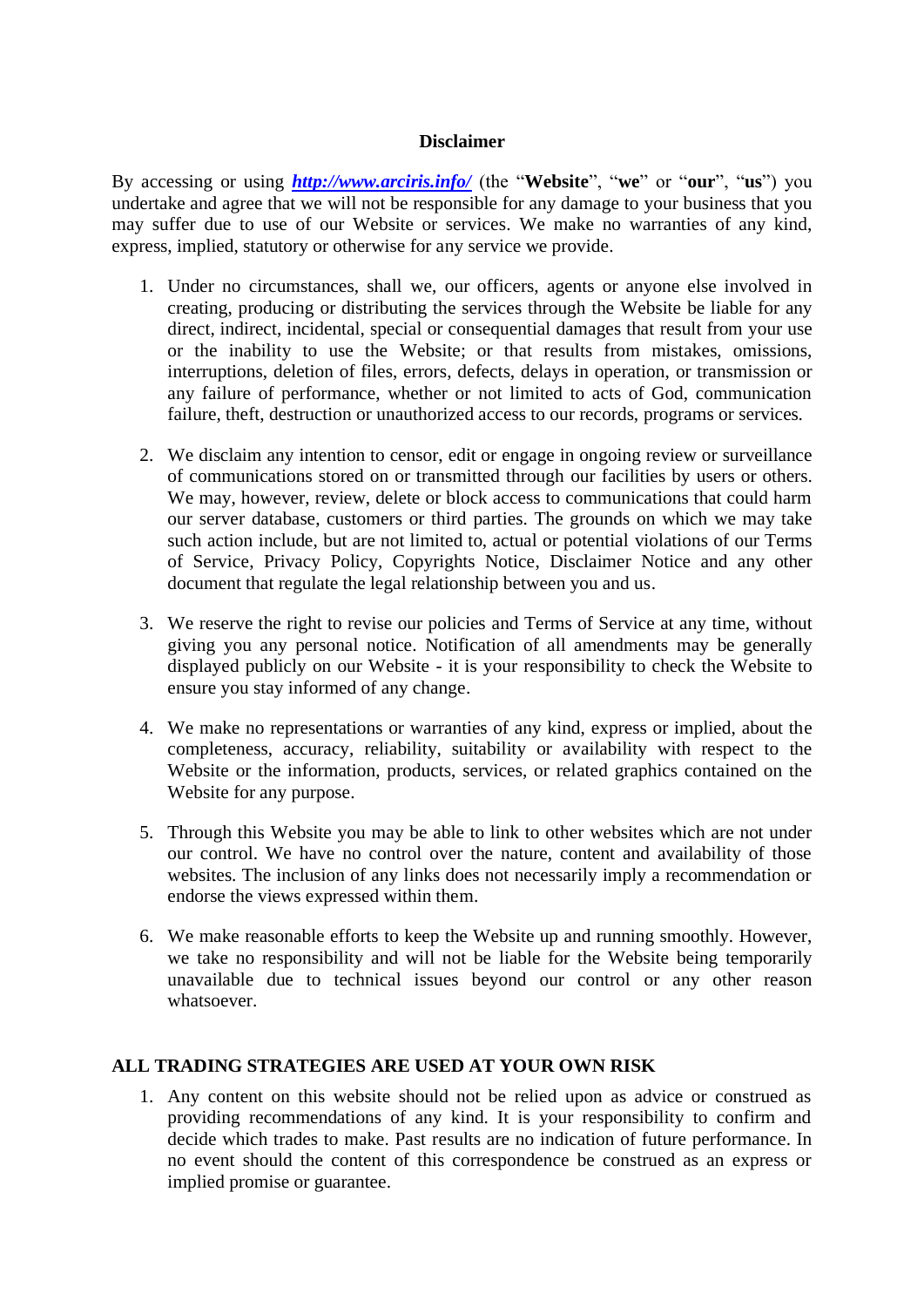# Disclaimer

By accessing or using [***http://www.arciris.info/***](http://www.arciris.info/) (the "**Website**", "**we**" or "**our**", "**us**") you undertake and agree that we will not be responsible for any damage to your business that you may suffer due to use of our Website or services. We make no warranties of any kind, express, implied, statutory or otherwise for any service we provide.

1. Under no circumstances, shall we, our officers, agents or anyone else involved in creating, producing or distributing the services through the Website be liable for any direct, indirect, incidental, special or consequential damages that result from your use or the inability to use the Website; or that results from mistakes, omissions, interruptions, deletion of files, errors, defects, delays in operation, or transmission or any failure of performance, whether or not limited to acts of God, communication failure, theft, destruction or unauthorized access to our records, programs or services.

2. We disclaim any intention to censor, edit or engage in ongoing review or surveillance of communications stored on or transmitted through our facilities by users or others. We may, however, review, delete or block access to communications that could harm our server database, customers or third parties. The grounds on which we may take such action include, but are not limited to, actual or potential violations of our Terms of Service, Privacy Policy, Copyrights Notice, Disclaimer Notice and any other document that regulate the legal relationship between you and us.

3. We reserve the right to revise our policies and Terms of Service at any time, without giving you any personal notice. Notification of all amendments may be generally displayed publicly on our Website - it is your responsibility to check the Website to ensure you stay informed of any change.

4. We make no representations or warranties of any kind, express or implied, about the completeness, accuracy, reliability, suitability or availability with respect to the Website or the information, products, services, or related graphics contained on the Website for any purpose.

5. Through this Website you may be able to link to other websites which are not under our control. We have no control over the nature, content and availability of those websites. The inclusion of any links does not necessarily imply a recommendation or endorse the views expressed within them.

6. We make reasonable efforts to keep the Website up and running smoothly. However, we take no responsibility and will not be liable for the Website being temporarily unavailable due to technical issues beyond our control or any other reason whatsoever.

## ALL TRADING STRATEGIES ARE USED AT YOUR OWN RISK

1. Any content on this website should not be relied upon as advice or construed as providing recommendations of any kind. It is your responsibility to confirm and decide which trades to make. Past results are no indication of future performance. In no event should the content of this correspondence be construed as an express or implied promise or guarantee.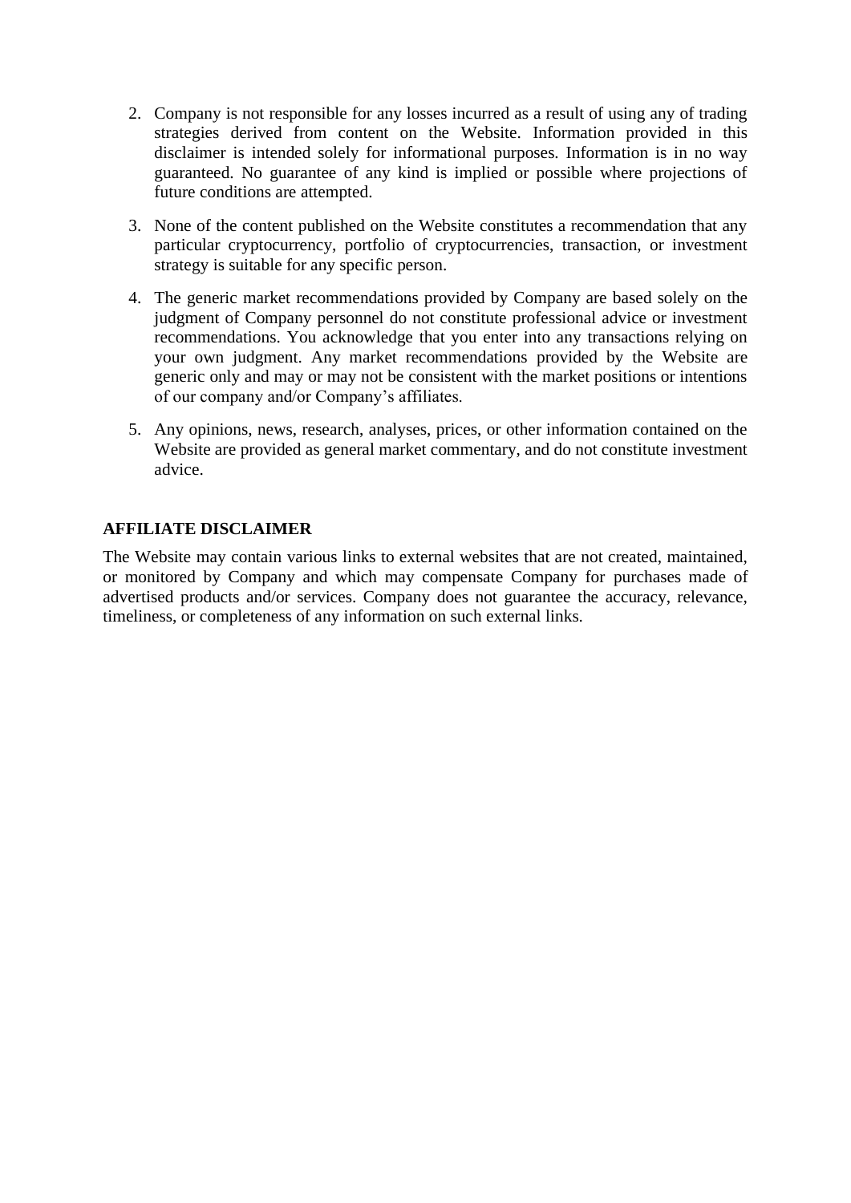2. Company is not responsible for any losses incurred as a result of using any of trading strategies derived from content on the Website. Information provided in this disclaimer is intended solely for informational purposes. Information is in no way guaranteed. No guarantee of any kind is implied or possible where projections of future conditions are attempted.

3. None of the content published on the Website constitutes a recommendation that any particular cryptocurrency, portfolio of cryptocurrencies, transaction, or investment strategy is suitable for any specific person.

4. The generic market recommendations provided by Company are based solely on the judgment of Company personnel do not constitute professional advice or investment recommendations. You acknowledge that you enter into any transactions relying on your own judgment. Any market recommendations provided by the Website are generic only and may or may not be consistent with the market positions or intentions of our company and/or Company's affiliates.

5. Any opinions, news, research, analyses, prices, or other information contained on the Website are provided as general market commentary, and do not constitute investment advice.

**AFFILIATE DISCLAIMER**

The Website may contain various links to external websites that are not created, maintained, or monitored by Company and which may compensate Company for purchases made of advertised products and/or services. Company does not guarantee the accuracy, relevance, timeliness, or completeness of any information on such external links.